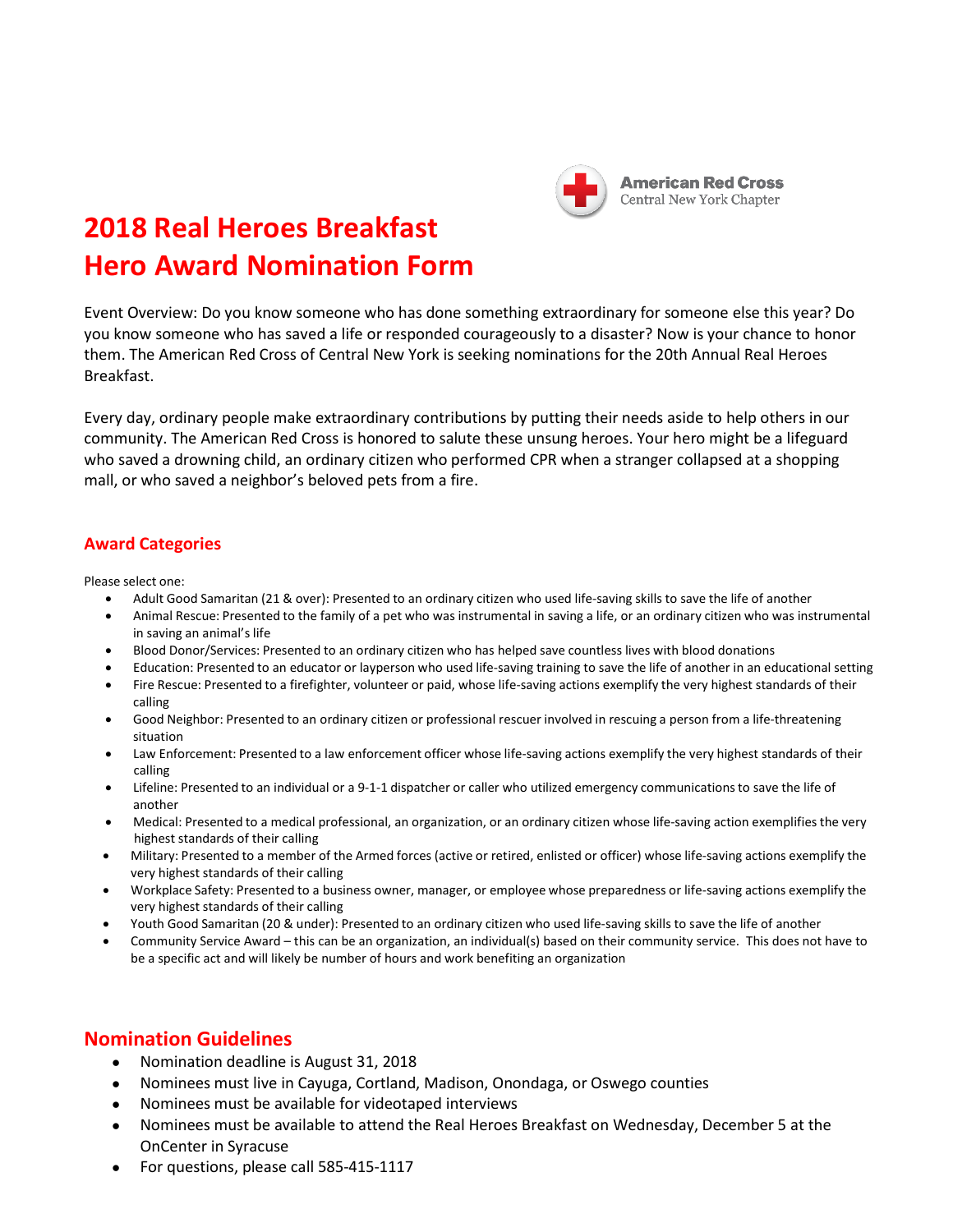American Red Cross
Central New York Chapter

# 2018 Real Heroes Breakfast
# Hero Award Nomination Form

Event Overview: Do you know someone who has done something extraordinary for someone else this year? Do you know someone who has saved a life or responded courageously to a disaster? Now is your chance to honor them. The American Red Cross of Central New York is seeking nominations for the 20th Annual Real Heroes Breakfast.

Every day, ordinary people make extraordinary contributions by putting their needs aside to help others in our community. The American Red Cross is honored to salute these unsung heroes. Your hero might be a lifeguard who saved a drowning child, an ordinary citizen who performed CPR when a stranger collapsed at a shopping mall, or who saved a neighbor's beloved pets from a fire.

## Award Categories

Please select one:

- Adult Good Samaritan (21 & over): Presented to an ordinary citizen who used life-saving skills to save the life of another
- Animal Rescue: Presented to the family of a pet who was instrumental in saving a life, or an ordinary citizen who was instrumental in saving an animal's life
- Blood Donor/Services: Presented to an ordinary citizen who has helped save countless lives with blood donations
- Education: Presented to an educator or layperson who used life-saving training to save the life of another in an educational setting
- Fire Rescue: Presented to a firefighter, volunteer or paid, whose life-saving actions exemplify the very highest standards of their calling
- Good Neighbor: Presented to an ordinary citizen or professional rescuer involved in rescuing a person from a life-threatening situation
- Law Enforcement: Presented to a law enforcement officer whose life-saving actions exemplify the very highest standards of their calling
- Lifeline: Presented to an individual or a 9-1-1 dispatcher or caller who utilized emergency communications to save the life of another
- Medical: Presented to a medical professional, an organization, or an ordinary citizen whose life-saving action exemplifies the very highest standards of their calling
- Military: Presented to a member of the Armed forces (active or retired, enlisted or officer) whose life-saving actions exemplify the very highest standards of their calling
- Workplace Safety: Presented to a business owner, manager, or employee whose preparedness or life-saving actions exemplify the very highest standards of their calling
- Youth Good Samaritan (20 & under): Presented to an ordinary citizen who used life-saving skills to save the life of another
- Community Service Award – this can be an organization, an individual(s) based on their community service. This does not have to be a specific act and will likely be number of hours and work benefiting an organization

## Nomination Guidelines

- Nomination deadline is August 31, 2018
- Nominees must live in Cayuga, Cortland, Madison, Onondaga, or Oswego counties
- Nominees must be available for videotaped interviews
- Nominees must be available to attend the Real Heroes Breakfast on Wednesday, December 5 at the OnCenter in Syracuse
- For questions, please call 585-415-1117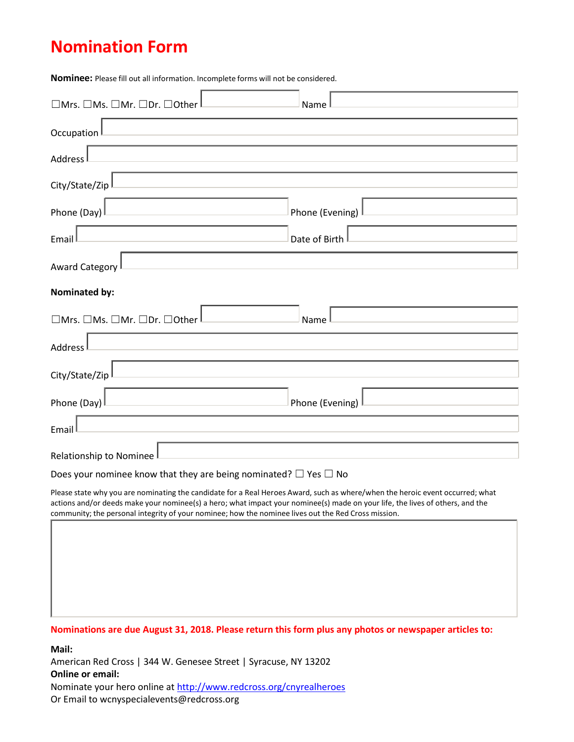# Nomination Form

**Nominee:** Please fill out all information. Incomplete forms will not be considered.

☐Mrs. ☐Ms. ☐Mr. ☐Dr. ☐Other _______ Name _______

Occupation _______

Address _______

City/State/Zip _______

Phone (Day) _______ Phone (Evening) _______

Email _______ Date of Birth _______

Award Category _______

**Nominated by:**

☐Mrs. ☐Ms. ☐Mr. ☐Dr. ☐Other _______ Name _______

Address _______

City/State/Zip _______

Phone (Day) _______ Phone (Evening) _______

Email _______

Relationship to Nominee _______

Does your nominee know that they are being nominated? ☐ Yes ☐ No

Please state why you are nominating the candidate for a Real Heroes Award, such as where/when the heroic event occurred; what actions and/or deeds make your nominee(s) a hero; what impact your nominee(s) made on your life, the lives of others, and the community; the personal integrity of your nominee; how the nominee lives out the Red Cross mission.

**Nominations are due August 31, 2018. Please return this form plus any photos or newspaper articles to:**

**Mail:**
American Red Cross | 344 W. Genesee Street | Syracuse, NY 13202

**Online or email:**
Nominate your hero online at http://www.redcross.org/cnyrealheroes
Or Email to wcnyspecialevents@redcross.org